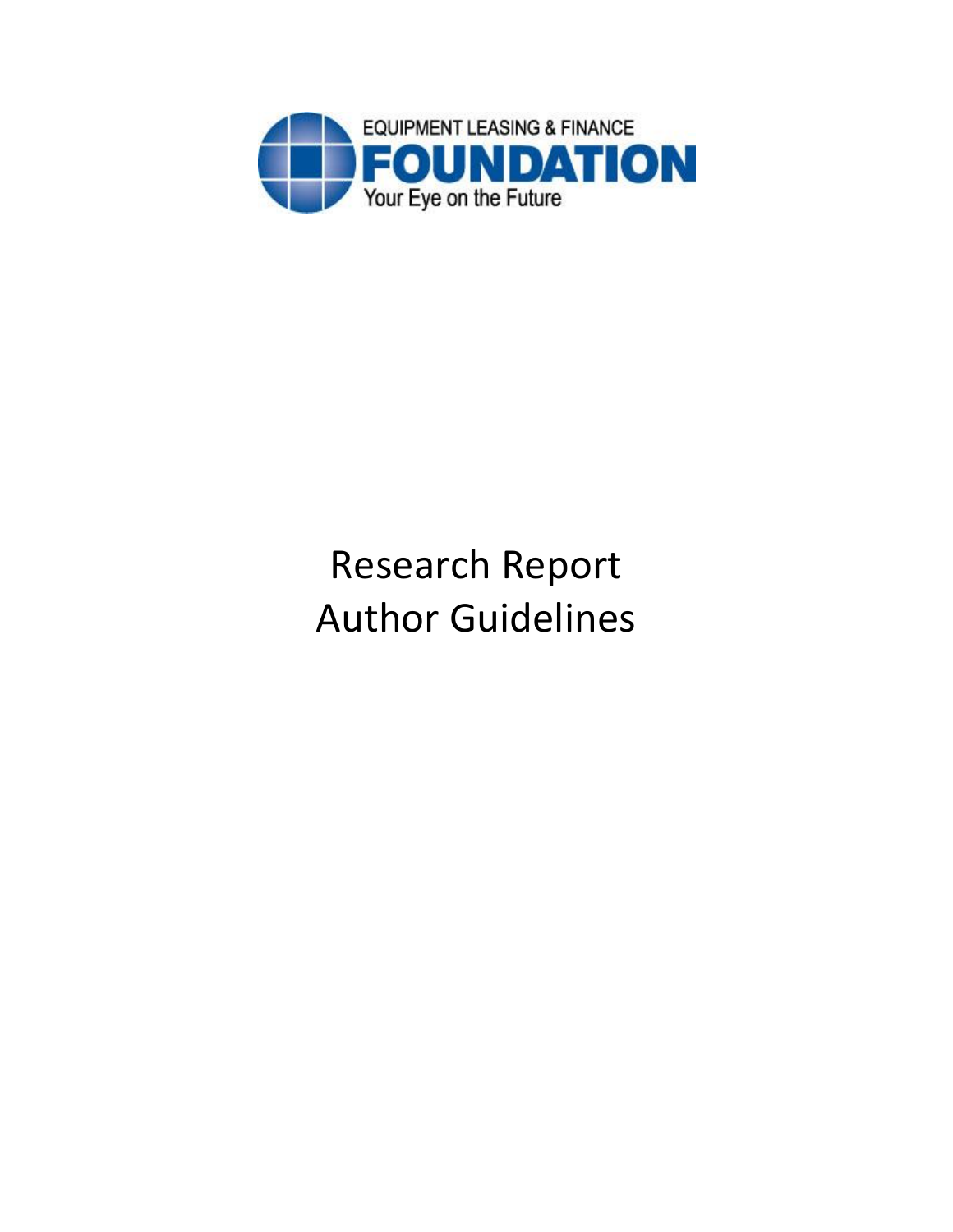EQUIPMENT LEASING & FINANCE

**FOUNDATION**

Your Eye on the Future

# Research Report Author Guidelines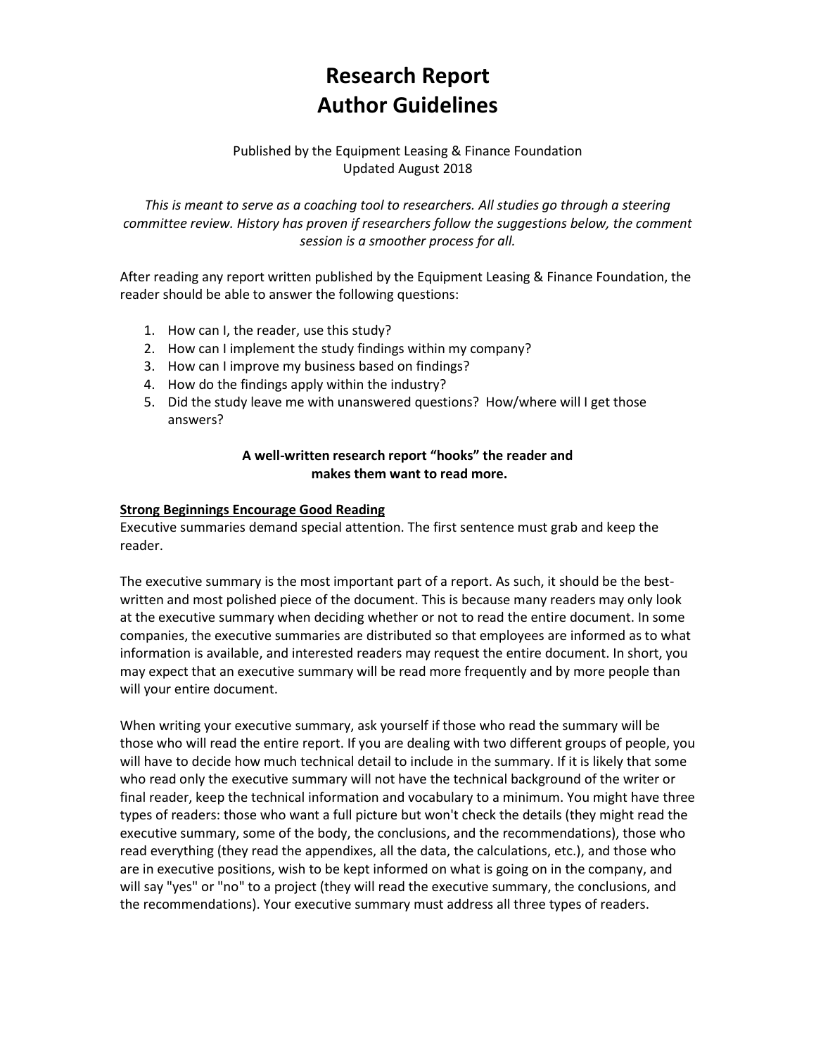# Research Report
# Author Guidelines

Published by the Equipment Leasing & Finance Foundation
Updated August 2018

*This is meant to serve as a coaching tool to researchers. All studies go through a steering committee review. History has proven if researchers follow the suggestions below, the comment session is a smoother process for all.*

After reading any report written published by the Equipment Leasing & Finance Foundation, the reader should be able to answer the following questions:

1. How can I, the reader, use this study?
2. How can I implement the study findings within my company?
3. How can I improve my business based on findings?
4. How do the findings apply within the industry?
5. Did the study leave me with unanswered questions? How/where will I get those answers?

**A well-written research report "hooks" the reader and makes them want to read more.**

**Strong Beginnings Encourage Good Reading**

Executive summaries demand special attention. The first sentence must grab and keep the reader.

The executive summary is the most important part of a report. As such, it should be the best-written and most polished piece of the document. This is because many readers may only look at the executive summary when deciding whether or not to read the entire document. In some companies, the executive summaries are distributed so that employees are informed as to what information is available, and interested readers may request the entire document. In short, you may expect that an executive summary will be read more frequently and by more people than will your entire document.

When writing your executive summary, ask yourself if those who read the summary will be those who will read the entire report. If you are dealing with two different groups of people, you will have to decide how much technical detail to include in the summary. If it is likely that some who read only the executive summary will not have the technical background of the writer or final reader, keep the technical information and vocabulary to a minimum. You might have three types of readers: those who want a full picture but won't check the details (they might read the executive summary, some of the body, the conclusions, and the recommendations), those who read everything (they read the appendixes, all the data, the calculations, etc.), and those who are in executive positions, wish to be kept informed on what is going on in the company, and will say "yes" or "no" to a project (they will read the executive summary, the conclusions, and the recommendations). Your executive summary must address all three types of readers.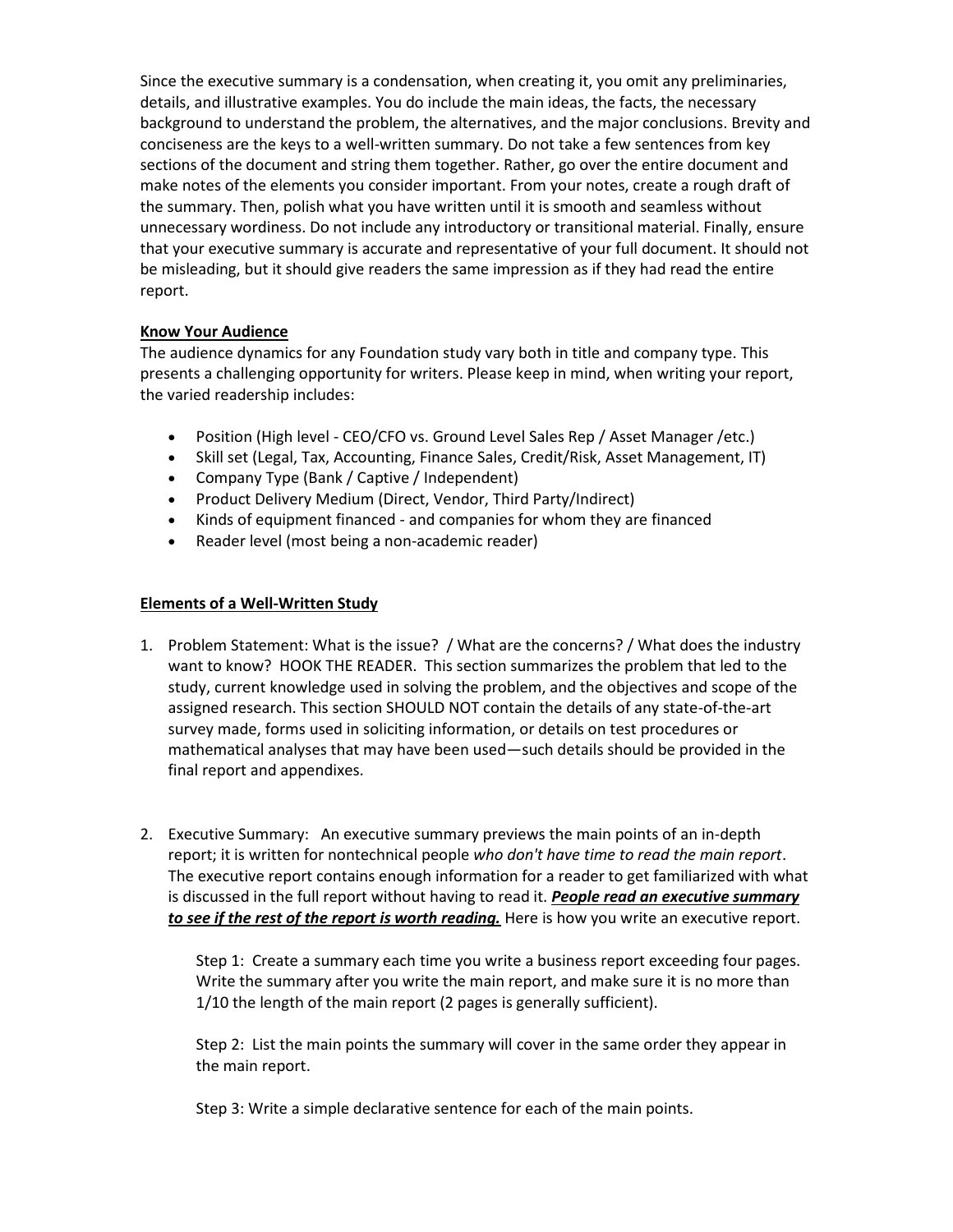Since the executive summary is a condensation, when creating it, you omit any preliminaries, details, and illustrative examples. You do include the main ideas, the facts, the necessary background to understand the problem, the alternatives, and the major conclusions. Brevity and conciseness are the keys to a well-written summary. Do not take a few sentences from key sections of the document and string them together. Rather, go over the entire document and make notes of the elements you consider important. From your notes, create a rough draft of the summary. Then, polish what you have written until it is smooth and seamless without unnecessary wordiness. Do not include any introductory or transitional material. Finally, ensure that your executive summary is accurate and representative of your full document. It should not be misleading, but it should give readers the same impression as if they had read the entire report.

**Know Your Audience**

The audience dynamics for any Foundation study vary both in title and company type. This presents a challenging opportunity for writers. Please keep in mind, when writing your report, the varied readership includes:

- Position (High level - CEO/CFO vs. Ground Level Sales Rep / Asset Manager /etc.)
- Skill set (Legal, Tax, Accounting, Finance Sales, Credit/Risk, Asset Management, IT)
- Company Type (Bank / Captive / Independent)
- Product Delivery Medium (Direct, Vendor, Third Party/Indirect)
- Kinds of equipment financed - and companies for whom they are financed
- Reader level (most being a non-academic reader)

**Elements of a Well-Written Study**

1. Problem Statement: What is the issue? / What are the concerns? / What does the industry want to know? HOOK THE READER. This section summarizes the problem that led to the study, current knowledge used in solving the problem, and the objectives and scope of the assigned research. This section SHOULD NOT contain the details of any state-of-the-art survey made, forms used in soliciting information, or details on test procedures or mathematical analyses that may have been used—such details should be provided in the final report and appendixes.

2. Executive Summary: An executive summary previews the main points of an in-depth report; it is written for nontechnical people *who don't have time to read the main report*. The executive report contains enough information for a reader to get familiarized with what is discussed in the full report without having to read it. ***People read an executive summary to see if the rest of the report is worth reading.*** Here is how you write an executive report.

   Step 1: Create a summary each time you write a business report exceeding four pages. Write the summary after you write the main report, and make sure it is no more than 1/10 the length of the main report (2 pages is generally sufficient).

   Step 2: List the main points the summary will cover in the same order they appear in the main report.

   Step 3: Write a simple declarative sentence for each of the main points.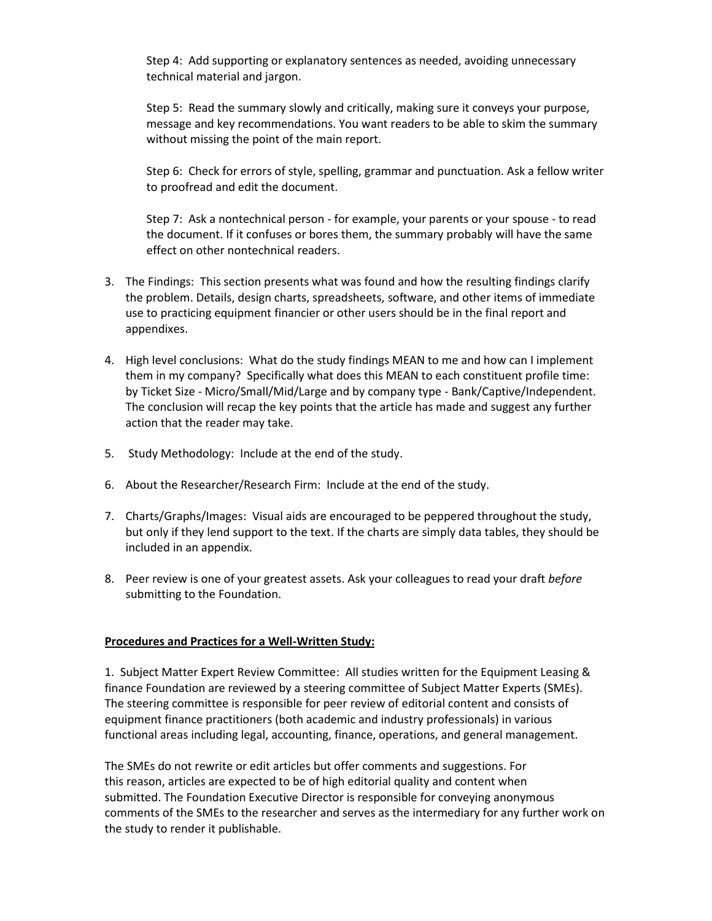Step 4: Add supporting or explanatory sentences as needed, avoiding unnecessary technical material and jargon.

Step 5: Read the summary slowly and critically, making sure it conveys your purpose, message and key recommendations. You want readers to be able to skim the summary without missing the point of the main report.

Step 6: Check for errors of style, spelling, grammar and punctuation. Ask a fellow writer to proofread and edit the document.

Step 7: Ask a nontechnical person - for example, your parents or your spouse - to read the document. If it confuses or bores them, the summary probably will have the same effect on other nontechnical readers.

3. The Findings: This section presents what was found and how the resulting findings clarify the problem. Details, design charts, spreadsheets, software, and other items of immediate use to practicing equipment financier or other users should be in the final report and appendixes.

4. High level conclusions: What do the study findings MEAN to me and how can I implement them in my company? Specifically what does this MEAN to each constituent profile time: by Ticket Size - Micro/Small/Mid/Large and by company type - Bank/Captive/Independent. The conclusion will recap the key points that the article has made and suggest any further action that the reader may take.

5. Study Methodology: Include at the end of the study.

6. About the Researcher/Research Firm: Include at the end of the study.

7. Charts/Graphs/Images: Visual aids are encouraged to be peppered throughout the study, but only if they lend support to the text. If the charts are simply data tables, they should be included in an appendix.

8. Peer review is one of your greatest assets. Ask your colleagues to read your draft *before* submitting to the Foundation.

**Procedures and Practices for a Well-Written Study:**

1. Subject Matter Expert Review Committee: All studies written for the Equipment Leasing & finance Foundation are reviewed by a steering committee of Subject Matter Experts (SMEs). The steering committee is responsible for peer review of editorial content and consists of equipment finance practitioners (both academic and industry professionals) in various functional areas including legal, accounting, finance, operations, and general management.

The SMEs do not rewrite or edit articles but offer comments and suggestions. For this reason, articles are expected to be of high editorial quality and content when submitted. The Foundation Executive Director is responsible for conveying anonymous comments of the SMEs to the researcher and serves as the intermediary for any further work on the study to render it publishable.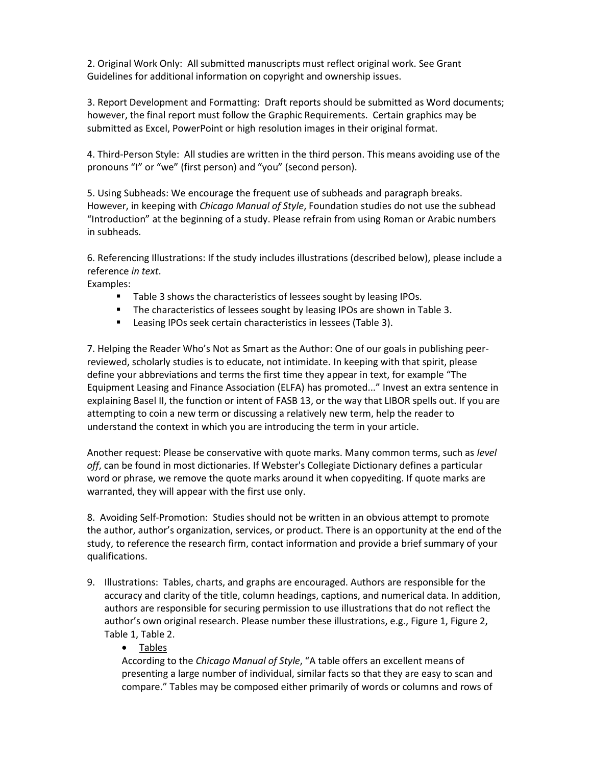2. Original Work Only: All submitted manuscripts must reflect original work. See Grant Guidelines for additional information on copyright and ownership issues.

3. Report Development and Formatting: Draft reports should be submitted as Word documents; however, the final report must follow the Graphic Requirements. Certain graphics may be submitted as Excel, PowerPoint or high resolution images in their original format.

4. Third-Person Style: All studies are written in the third person. This means avoiding use of the pronouns "I" or "we" (first person) and "you" (second person).

5. Using Subheads: We encourage the frequent use of subheads and paragraph breaks. However, in keeping with *Chicago Manual of Style*, Foundation studies do not use the subhead "Introduction" at the beginning of a study. Please refrain from using Roman or Arabic numbers in subheads.

6. Referencing Illustrations: If the study includes illustrations (described below), please include a reference *in text*.
Examples:

- Table 3 shows the characteristics of lessees sought by leasing IPOs.
- The characteristics of lessees sought by leasing IPOs are shown in Table 3.
- Leasing IPOs seek certain characteristics in lessees (Table 3).

7. Helping the Reader Who's Not as Smart as the Author: One of our goals in publishing peer-reviewed, scholarly studies is to educate, not intimidate. In keeping with that spirit, please define your abbreviations and terms the first time they appear in text, for example "The Equipment Leasing and Finance Association (ELFA) has promoted..." Invest an extra sentence in explaining Basel II, the function or intent of FASB 13, or the way that LIBOR spells out. If you are attempting to coin a new term or discussing a relatively new term, help the reader to understand the context in which you are introducing the term in your article.

Another request: Please be conservative with quote marks. Many common terms, such as *level off*, can be found in most dictionaries. If Webster's Collegiate Dictionary defines a particular word or phrase, we remove the quote marks around it when copyediting. If quote marks are warranted, they will appear with the first use only.

8. Avoiding Self-Promotion: Studies should not be written in an obvious attempt to promote the author, author's organization, services, or product. There is an opportunity at the end of the study, to reference the research firm, contact information and provide a brief summary of your qualifications.

9. Illustrations: Tables, charts, and graphs are encouraged. Authors are responsible for the accuracy and clarity of the title, column headings, captions, and numerical data. In addition, authors are responsible for securing permission to use illustrations that do not reflect the author's own original research. Please number these illustrations, e.g., Figure 1, Figure 2, Table 1, Table 2.

   - <u>Tables</u>

     According to the *Chicago Manual of Style*, "A table offers an excellent means of presenting a large number of individual, similar facts so that they are easy to scan and compare." Tables may be composed either primarily of words or columns and rows of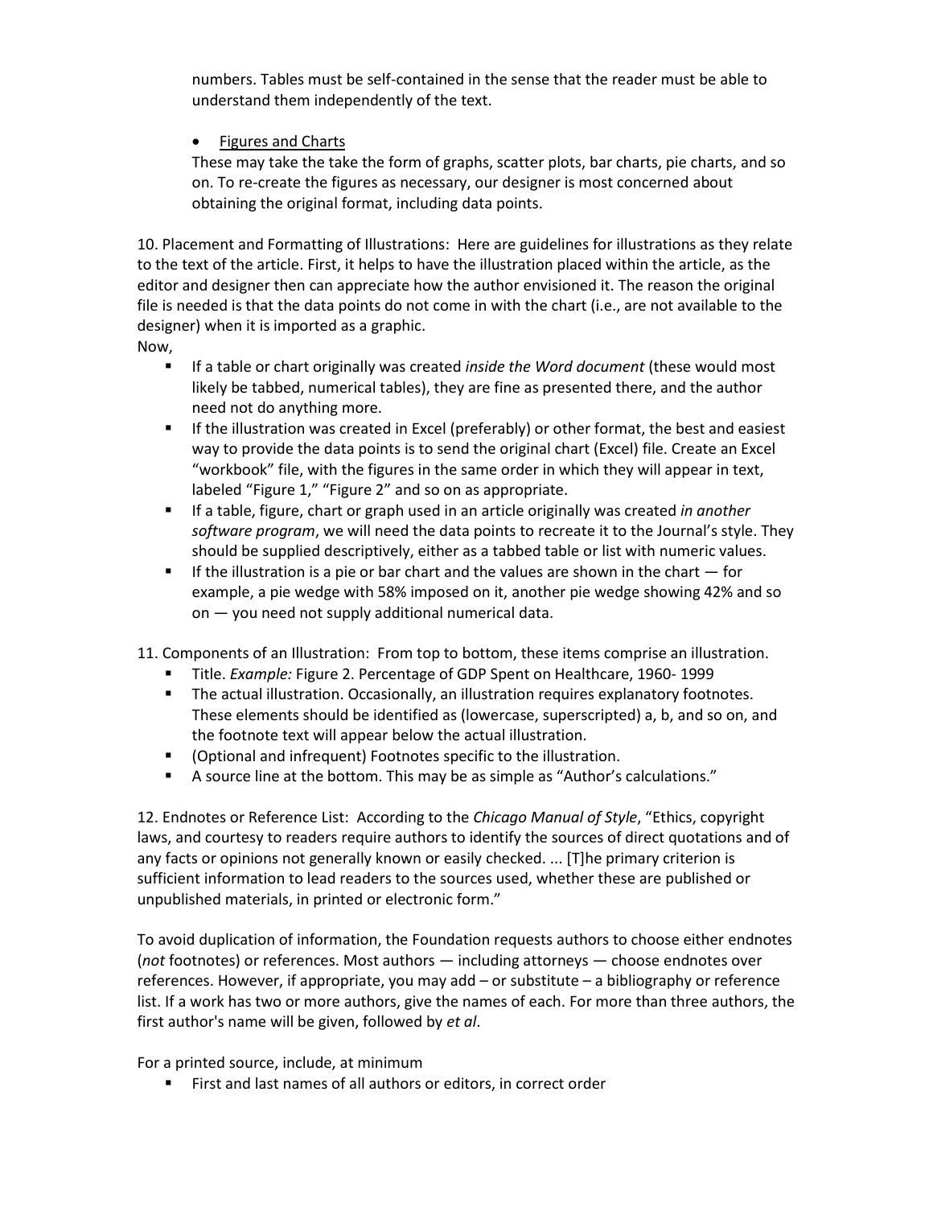numbers. Tables must be self-contained in the sense that the reader must be able to understand them independently of the text.

- Figures and Charts

  These may take the take the form of graphs, scatter plots, bar charts, pie charts, and so on. To re-create the figures as necessary, our designer is most concerned about obtaining the original format, including data points.

10. Placement and Formatting of Illustrations: Here are guidelines for illustrations as they relate to the text of the article. First, it helps to have the illustration placed within the article, as the editor and designer then can appreciate how the author envisioned it. The reason the original file is needed is that the data points do not come in with the chart (i.e., are not available to the designer) when it is imported as a graphic.

Now,

- If a table or chart originally was created *inside the Word document* (these would most likely be tabbed, numerical tables), they are fine as presented there, and the author need not do anything more.
- If the illustration was created in Excel (preferably) or other format, the best and easiest way to provide the data points is to send the original chart (Excel) file. Create an Excel "workbook" file, with the figures in the same order in which they will appear in text, labeled "Figure 1," "Figure 2" and so on as appropriate.
- If a table, figure, chart or graph used in an article originally was created *in another software program*, we will need the data points to recreate it to the Journal's style. They should be supplied descriptively, either as a tabbed table or list with numeric values.
- If the illustration is a pie or bar chart and the values are shown in the chart — for example, a pie wedge with 58% imposed on it, another pie wedge showing 42% and so on — you need not supply additional numerical data.

11. Components of an Illustration: From top to bottom, these items comprise an illustration.

- Title. *Example:* Figure 2. Percentage of GDP Spent on Healthcare, 1960- 1999
- The actual illustration. Occasionally, an illustration requires explanatory footnotes. These elements should be identified as (lowercase, superscripted) a, b, and so on, and the footnote text will appear below the actual illustration.
- (Optional and infrequent) Footnotes specific to the illustration.
- A source line at the bottom. This may be as simple as "Author's calculations."

12. Endnotes or Reference List: According to the *Chicago Manual of Style*, "Ethics, copyright laws, and courtesy to readers require authors to identify the sources of direct quotations and of any facts or opinions not generally known or easily checked. ... [T]he primary criterion is sufficient information to lead readers to the sources used, whether these are published or unpublished materials, in printed or electronic form."

To avoid duplication of information, the Foundation requests authors to choose either endnotes (*not* footnotes) or references. Most authors — including attorneys — choose endnotes over references. However, if appropriate, you may add – or substitute – a bibliography or reference list. If a work has two or more authors, give the names of each. For more than three authors, the first author's name will be given, followed by *et al*.

For a printed source, include, at minimum

- First and last names of all authors or editors, in correct order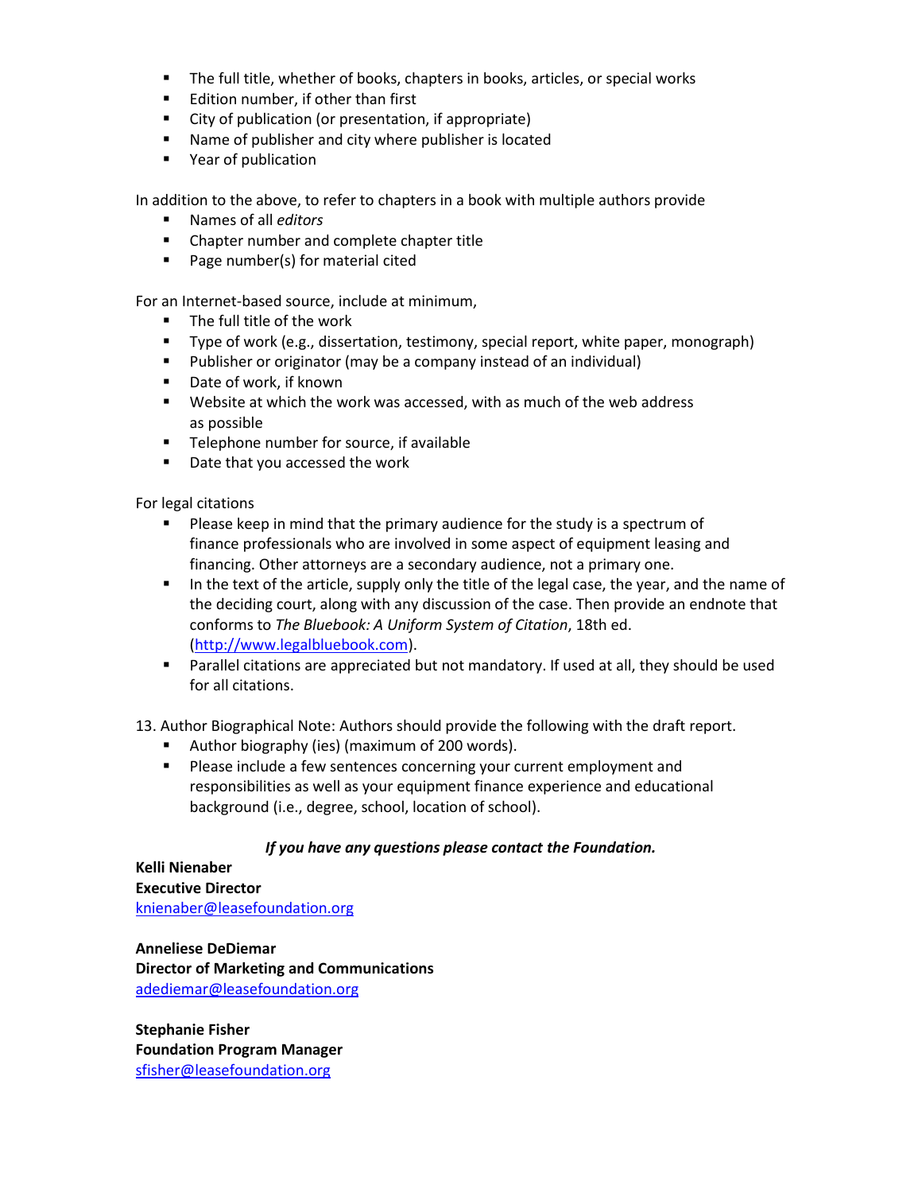- The full title, whether of books, chapters in books, articles, or special works
- Edition number, if other than first
- City of publication (or presentation, if appropriate)
- Name of publisher and city where publisher is located
- Year of publication

In addition to the above, to refer to chapters in a book with multiple authors provide

- Names of all *editors*
- Chapter number and complete chapter title
- Page number(s) for material cited

For an Internet-based source, include at minimum,

- The full title of the work
- Type of work (e.g., dissertation, testimony, special report, white paper, monograph)
- Publisher or originator (may be a company instead of an individual)
- Date of work, if known
- Website at which the work was accessed, with as much of the web address as possible
- Telephone number for source, if available
- Date that you accessed the work

For legal citations

- Please keep in mind that the primary audience for the study is a spectrum of finance professionals who are involved in some aspect of equipment leasing and financing. Other attorneys are a secondary audience, not a primary one.
- In the text of the article, supply only the title of the legal case, the year, and the name of the deciding court, along with any discussion of the case. Then provide an endnote that conforms to *The Bluebook: A Uniform System of Citation*, 18th ed. ([http://www.legalbluebook.com](http://www.legalbluebook.com)).
- Parallel citations are appreciated but not mandatory. If used at all, they should be used for all citations.

13. Author Biographical Note: Authors should provide the following with the draft report.

- Author biography (ies) (maximum of 200 words).
- Please include a few sentences concerning your current employment and responsibilities as well as your equipment finance experience and educational background (i.e., degree, school, location of school).

***If you have any questions please contact the Foundation.***

**Kelli Nienaber**
**Executive Director**
[knienaber@leasefoundation.org](mailto:knienaber@leasefoundation.org)

**Anneliese DeDiemar**
**Director of Marketing and Communications**
[adediemar@leasefoundation.org](mailto:adediemar@leasefoundation.org)

**Stephanie Fisher**
**Foundation Program Manager**
[sfisher@leasefoundation.org](mailto:sfisher@leasefoundation.org)